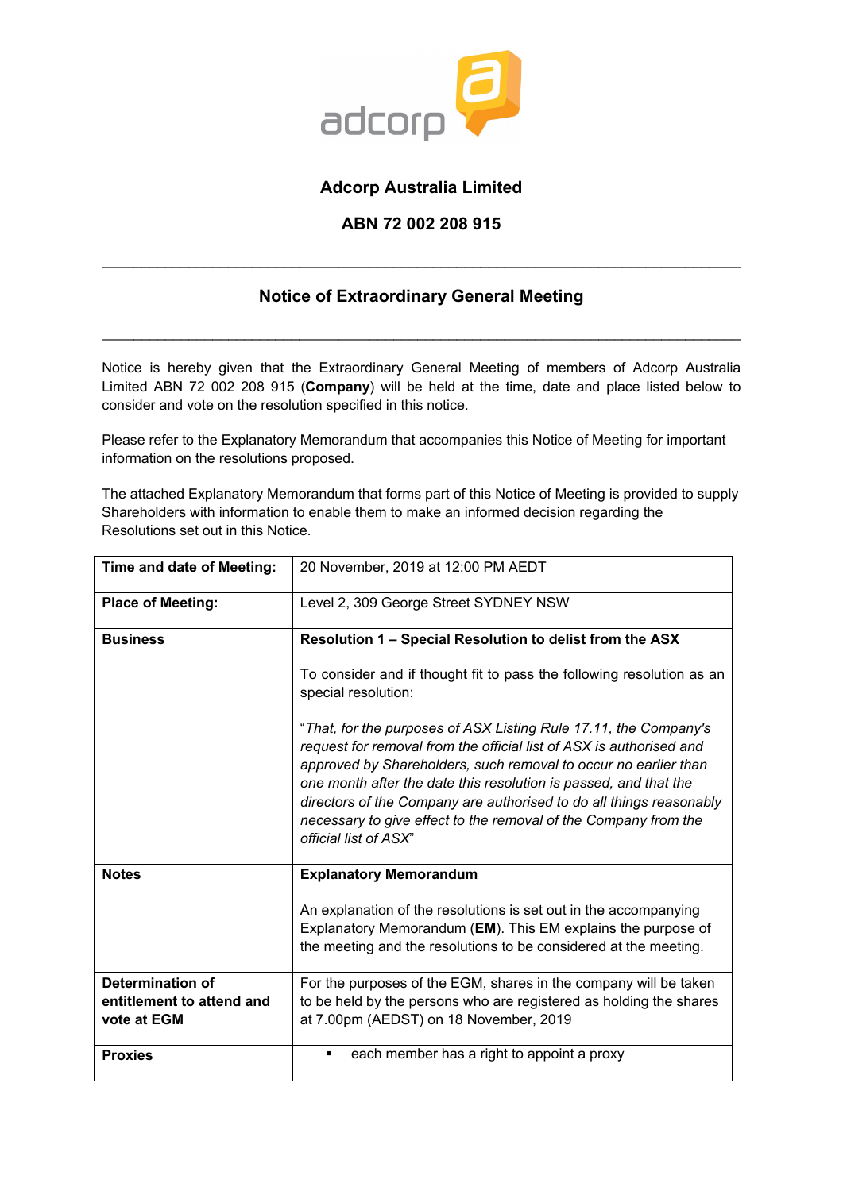# Adcorp Australia Limited

## ABN 72 002 208 915

---

## Notice of Extraordinary General Meeting

---

Notice is hereby given that the Extraordinary General Meeting of members of Adcorp Australia Limited ABN 72 002 208 915 (**Company**) will be held at the time, date and place listed below to consider and vote on the resolution specified in this notice.

Please refer to the Explanatory Memorandum that accompanies this Notice of Meeting for important information on the resolutions proposed.

The attached Explanatory Memorandum that forms part of this Notice of Meeting is provided to supply Shareholders with information to enable them to make an informed decision regarding the Resolutions set out in this Notice.

| **Time and date of Meeting:** | 20 November, 2019 at 12:00 PM AEDT |
|---|---|
| **Place of Meeting:** | Level 2, 309 George Street SYDNEY NSW |
| **Business** | **Resolution 1 – Special Resolution to delist from the ASX**<br><br>To consider and if thought fit to pass the following resolution as an special resolution:<br><br>"*That, for the purposes of ASX Listing Rule 17.11, the Company's request for removal from the official list of ASX is authorised and approved by Shareholders, such removal to occur no earlier than one month after the date this resolution is passed, and that the directors of the Company are authorised to do all things reasonably necessary to give effect to the removal of the Company from the official list of ASX*" |
| **Notes** | **Explanatory Memorandum**<br><br>An explanation of the resolutions is set out in the accompanying Explanatory Memorandum (**EM**). This EM explains the purpose of the meeting and the resolutions to be considered at the meeting. |
| **Determination of entitlement to attend and vote at EGM** | For the purposes of the EGM, shares in the company will be taken to be held by the persons who are registered as holding the shares at 7.00pm (AEDST) on 18 November, 2019 |
| **Proxies** | ▪ each member has a right to appoint a proxy |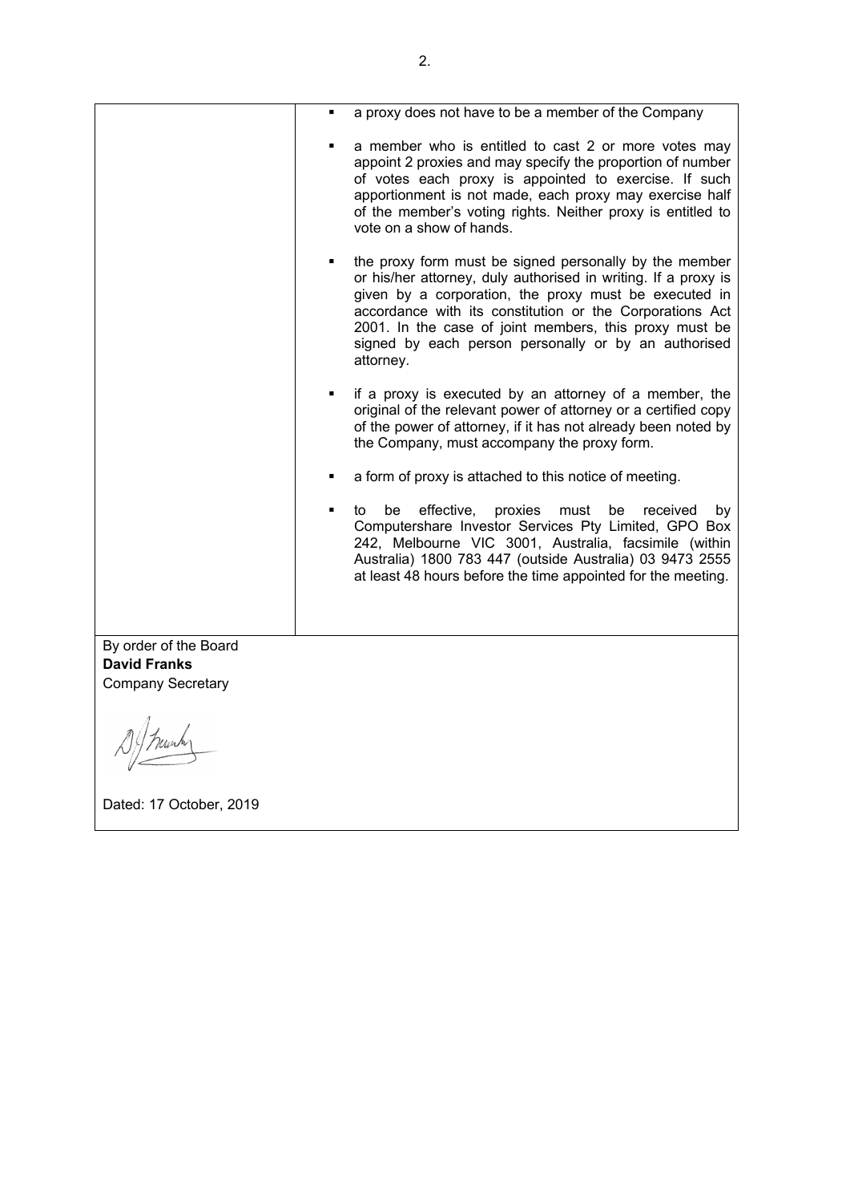- a proxy does not have to be a member of the Company
- a member who is entitled to cast 2 or more votes may appoint 2 proxies and may specify the proportion of number of votes each proxy is appointed to exercise. If such apportionment is not made, each proxy may exercise half of the member's voting rights. Neither proxy is entitled to vote on a show of hands.
- the proxy form must be signed personally by the member or his/her attorney, duly authorised in writing. If a proxy is given by a corporation, the proxy must be executed in accordance with its constitution or the Corporations Act 2001. In the case of joint members, this proxy must be signed by each person personally or by an authorised attorney.
- if a proxy is executed by an attorney of a member, the original of the relevant power of attorney or a certified copy of the power of attorney, if it has not already been noted by the Company, must accompany the proxy form.
- a form of proxy is attached to this notice of meeting.
- to be effective, proxies must be received by Computershare Investor Services Pty Limited, GPO Box 242, Melbourne VIC 3001, Australia, facsimile (within Australia) 1800 783 447 (outside Australia) 03 9473 2555 at least 48 hours before the time appointed for the meeting.

By order of the Board
**David Franks**
Company Secretary

Dated: 17 October, 2019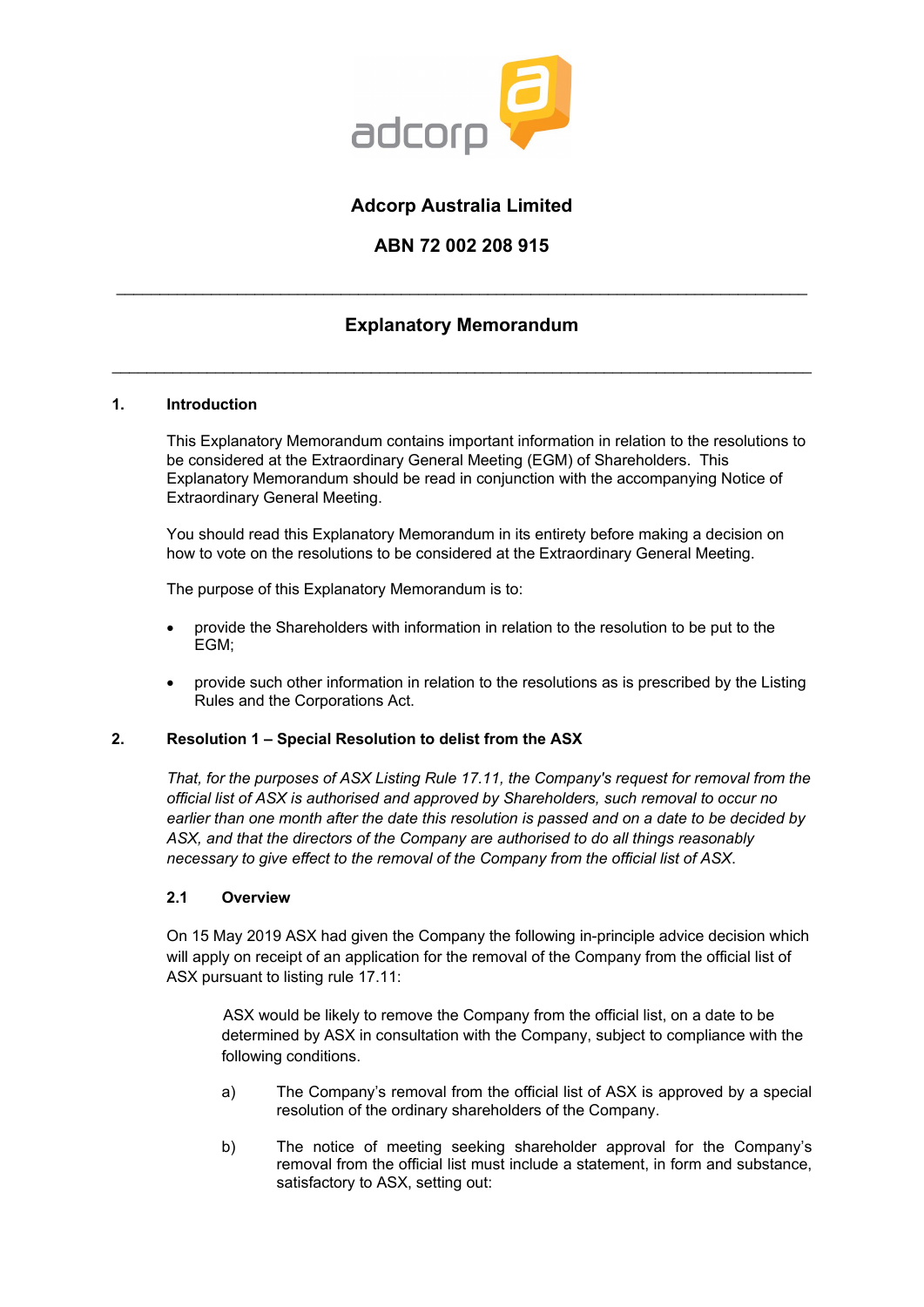# Adcorp Australia Limited

## ABN 72 002 208 915

---

## Explanatory Memorandum

---

### 1. Introduction

This Explanatory Memorandum contains important information in relation to the resolutions to be considered at the Extraordinary General Meeting (EGM) of Shareholders. This Explanatory Memorandum should be read in conjunction with the accompanying Notice of Extraordinary General Meeting.

You should read this Explanatory Memorandum in its entirety before making a decision on how to vote on the resolutions to be considered at the Extraordinary General Meeting.

The purpose of this Explanatory Memorandum is to:

- provide the Shareholders with information in relation to the resolution to be put to the EGM;
- provide such other information in relation to the resolutions as is prescribed by the Listing Rules and the Corporations Act.

### 2. Resolution 1 – Special Resolution to delist from the ASX

*That, for the purposes of ASX Listing Rule 17.11, the Company's request for removal from the official list of ASX is authorised and approved by Shareholders, such removal to occur no earlier than one month after the date this resolution is passed and on a date to be decided by ASX, and that the directors of the Company are authorised to do all things reasonably necessary to give effect to the removal of the Company from the official list of ASX.*

#### 2.1 Overview

On 15 May 2019 ASX had given the Company the following in-principle advice decision which will apply on receipt of an application for the removal of the Company from the official list of ASX pursuant to listing rule 17.11:

> ASX would be likely to remove the Company from the official list, on a date to be determined by ASX in consultation with the Company, subject to compliance with the following conditions.
>
> a) The Company's removal from the official list of ASX is approved by a special resolution of the ordinary shareholders of the Company.
>
> b) The notice of meeting seeking shareholder approval for the Company's removal from the official list must include a statement, in form and substance, satisfactory to ASX, setting out: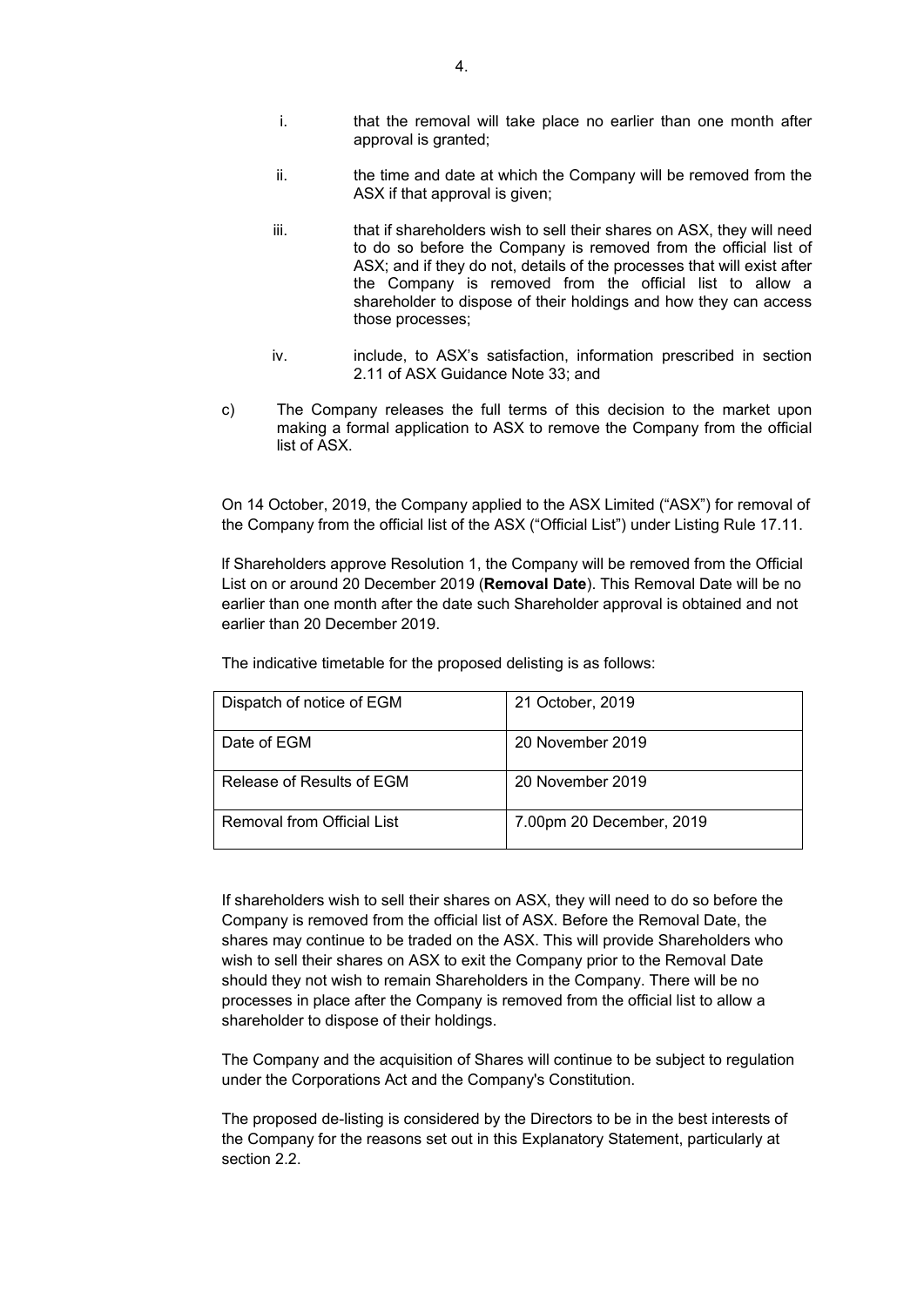i. that the removal will take place no earlier than one month after approval is granted;

ii. the time and date at which the Company will be removed from the ASX if that approval is given;

iii. that if shareholders wish to sell their shares on ASX, they will need to do so before the Company is removed from the official list of ASX; and if they do not, details of the processes that will exist after the Company is removed from the official list to allow a shareholder to dispose of their holdings and how they can access those processes;

iv. include, to ASX's satisfaction, information prescribed in section 2.11 of ASX Guidance Note 33; and

c) The Company releases the full terms of this decision to the market upon making a formal application to ASX to remove the Company from the official list of ASX.

On 14 October, 2019, the Company applied to the ASX Limited ("ASX") for removal of the Company from the official list of the ASX ("Official List") under Listing Rule 17.11.

If Shareholders approve Resolution 1, the Company will be removed from the Official List on or around 20 December 2019 (**Removal Date**). This Removal Date will be no earlier than one month after the date such Shareholder approval is obtained and not earlier than 20 December 2019.

The indicative timetable for the proposed delisting is as follows:

| | |
|---|---|
| Dispatch of notice of EGM | 21 October, 2019 |
| Date of EGM | 20 November 2019 |
| Release of Results of EGM | 20 November 2019 |
| Removal from Official List | 7.00pm 20 December, 2019 |

If shareholders wish to sell their shares on ASX, they will need to do so before the Company is removed from the official list of ASX. Before the Removal Date, the shares may continue to be traded on the ASX. This will provide Shareholders who wish to sell their shares on ASX to exit the Company prior to the Removal Date should they not wish to remain Shareholders in the Company. There will be no processes in place after the Company is removed from the official list to allow a shareholder to dispose of their holdings.

The Company and the acquisition of Shares will continue to be subject to regulation under the Corporations Act and the Company's Constitution.

The proposed de-listing is considered by the Directors to be in the best interests of the Company for the reasons set out in this Explanatory Statement, particularly at section 2.2.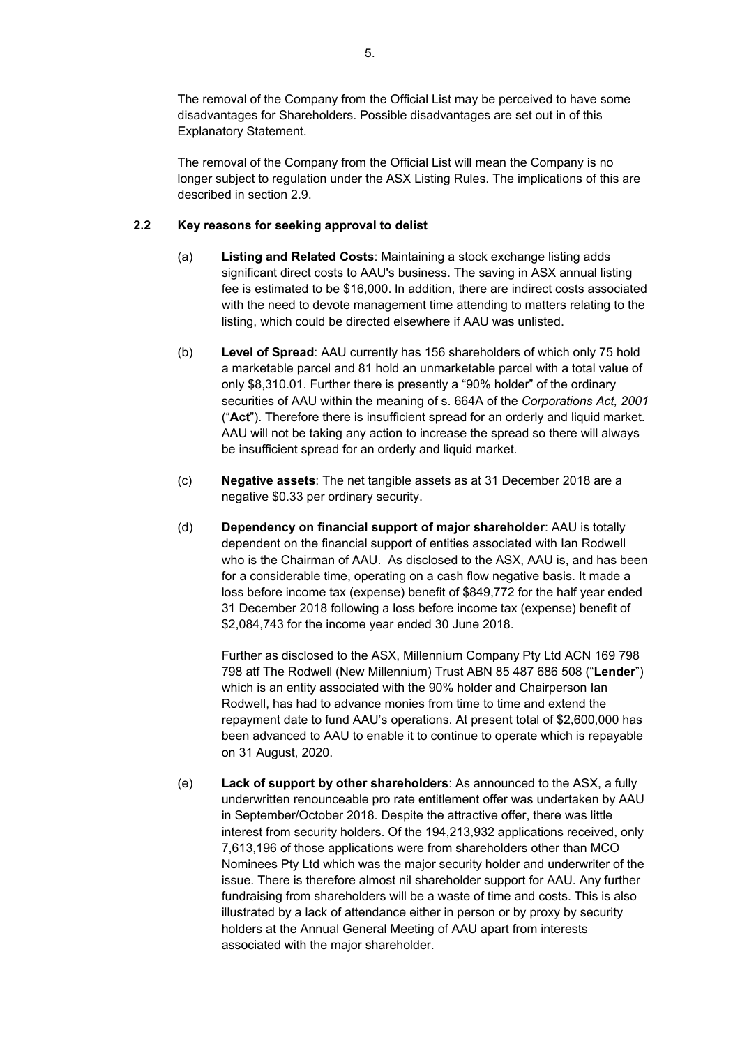The removal of the Company from the Official List may be perceived to have some disadvantages for Shareholders. Possible disadvantages are set out in of this Explanatory Statement.

The removal of the Company from the Official List will mean the Company is no longer subject to regulation under the ASX Listing Rules. The implications of this are described in section 2.9.

### 2.2 Key reasons for seeking approval to delist

(a) **Listing and Related Costs**: Maintaining a stock exchange listing adds significant direct costs to AAU's business. The saving in ASX annual listing fee is estimated to be $16,000. In addition, there are indirect costs associated with the need to devote management time attending to matters relating to the listing, which could be directed elsewhere if AAU was unlisted.

(b) **Level of Spread**: AAU currently has 156 shareholders of which only 75 hold a marketable parcel and 81 hold an unmarketable parcel with a total value of only $8,310.01. Further there is presently a "90% holder" of the ordinary securities of AAU within the meaning of s. 664A of the *Corporations Act, 2001* ("**Act**"). Therefore there is insufficient spread for an orderly and liquid market. AAU will not be taking any action to increase the spread so there will always be insufficient spread for an orderly and liquid market.

(c) **Negative assets**: The net tangible assets as at 31 December 2018 are a negative $0.33 per ordinary security.

(d) **Dependency on financial support of major shareholder**: AAU is totally dependent on the financial support of entities associated with Ian Rodwell who is the Chairman of AAU. As disclosed to the ASX, AAU is, and has been for a considerable time, operating on a cash flow negative basis. It made a loss before income tax (expense) benefit of $849,772 for the half year ended 31 December 2018 following a loss before income tax (expense) benefit of $2,084,743 for the income year ended 30 June 2018.

    Further as disclosed to the ASX, Millennium Company Pty Ltd ACN 169 798 798 atf The Rodwell (New Millennium) Trust ABN 85 487 686 508 ("**Lender**") which is an entity associated with the 90% holder and Chairperson Ian Rodwell, has had to advance monies from time to time and extend the repayment date to fund AAU's operations. At present total of $2,600,000 has been advanced to AAU to enable it to continue to operate which is repayable on 31 August, 2020.

(e) **Lack of support by other shareholders**: As announced to the ASX, a fully underwritten renounceable pro rate entitlement offer was undertaken by AAU in September/October 2018. Despite the attractive offer, there was little interest from security holders. Of the 194,213,932 applications received, only 7,613,196 of those applications were from shareholders other than MCO Nominees Pty Ltd which was the major security holder and underwriter of the issue. There is therefore almost nil shareholder support for AAU. Any further fundraising from shareholders will be a waste of time and costs. This is also illustrated by a lack of attendance either in person or by proxy by security holders at the Annual General Meeting of AAU apart from interests associated with the major shareholder.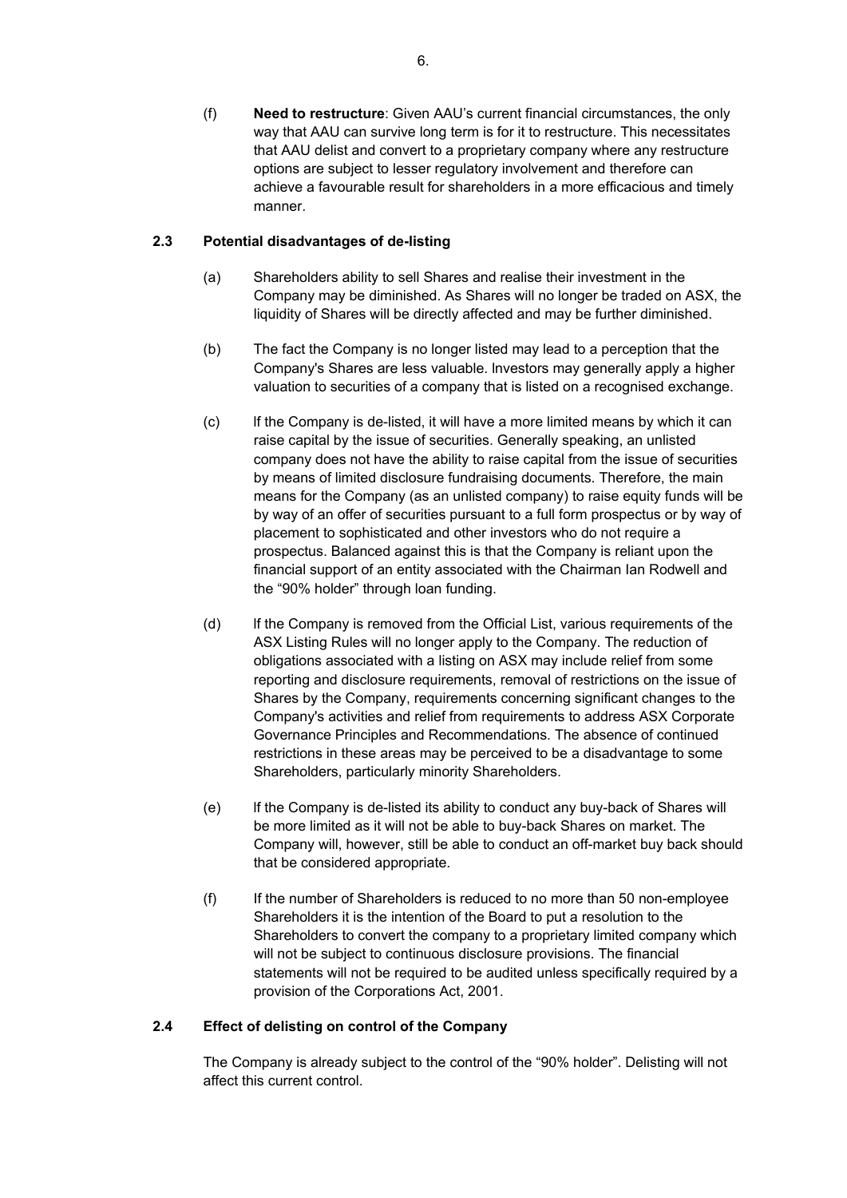(f) **Need to restructure**: Given AAU's current financial circumstances, the only way that AAU can survive long term is for it to restructure. This necessitates that AAU delist and convert to a proprietary company where any restructure options are subject to lesser regulatory involvement and therefore can achieve a favourable result for shareholders in a more efficacious and timely manner.

## 2.3 Potential disadvantages of de-listing

(a) Shareholders ability to sell Shares and realise their investment in the Company may be diminished. As Shares will no longer be traded on ASX, the liquidity of Shares will be directly affected and may be further diminished.

(b) The fact the Company is no longer listed may lead to a perception that the Company's Shares are less valuable. Investors may generally apply a higher valuation to securities of a company that is listed on a recognised exchange.

(c) If the Company is de-listed, it will have a more limited means by which it can raise capital by the issue of securities. Generally speaking, an unlisted company does not have the ability to raise capital from the issue of securities by means of limited disclosure fundraising documents. Therefore, the main means for the Company (as an unlisted company) to raise equity funds will be by way of an offer of securities pursuant to a full form prospectus or by way of placement to sophisticated and other investors who do not require a prospectus. Balanced against this is that the Company is reliant upon the financial support of an entity associated with the Chairman Ian Rodwell and the "90% holder" through loan funding.

(d) If the Company is removed from the Official List, various requirements of the ASX Listing Rules will no longer apply to the Company. The reduction of obligations associated with a listing on ASX may include relief from some reporting and disclosure requirements, removal of restrictions on the issue of Shares by the Company, requirements concerning significant changes to the Company's activities and relief from requirements to address ASX Corporate Governance Principles and Recommendations. The absence of continued restrictions in these areas may be perceived to be a disadvantage to some Shareholders, particularly minority Shareholders.

(e) If the Company is de-listed its ability to conduct any buy-back of Shares will be more limited as it will not be able to buy-back Shares on market. The Company will, however, still be able to conduct an off-market buy back should that be considered appropriate.

(f) If the number of Shareholders is reduced to no more than 50 non-employee Shareholders it is the intention of the Board to put a resolution to the Shareholders to convert the company to a proprietary limited company which will not be subject to continuous disclosure provisions. The financial statements will not be required to be audited unless specifically required by a provision of the Corporations Act, 2001.

## 2.4 Effect of delisting on control of the Company

The Company is already subject to the control of the "90% holder". Delisting will not affect this current control.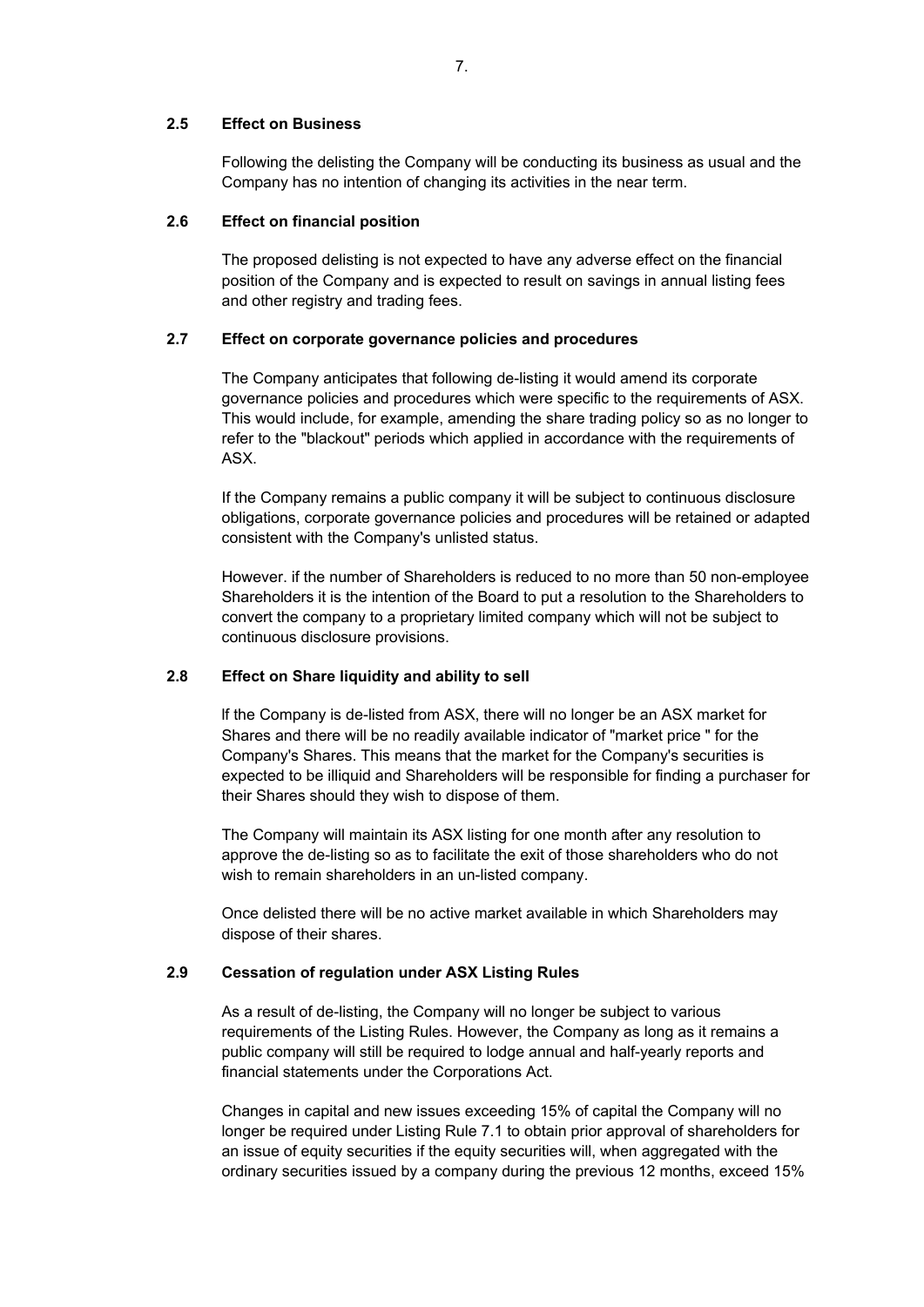### 2.5 Effect on Business

Following the delisting the Company will be conducting its business as usual and the Company has no intention of changing its activities in the near term.

### 2.6 Effect on financial position

The proposed delisting is not expected to have any adverse effect on the financial position of the Company and is expected to result on savings in annual listing fees and other registry and trading fees.

### 2.7 Effect on corporate governance policies and procedures

The Company anticipates that following de-listing it would amend its corporate governance policies and procedures which were specific to the requirements of ASX. This would include, for example, amending the share trading policy so as no longer to refer to the "blackout" periods which applied in accordance with the requirements of ASX.

If the Company remains a public company it will be subject to continuous disclosure obligations, corporate governance policies and procedures will be retained or adapted consistent with the Company's unlisted status.

However. if the number of Shareholders is reduced to no more than 50 non-employee Shareholders it is the intention of the Board to put a resolution to the Shareholders to convert the company to a proprietary limited company which will not be subject to continuous disclosure provisions.

### 2.8 Effect on Share liquidity and ability to sell

lf the Company is de-listed from ASX, there will no longer be an ASX market for Shares and there will be no readily available indicator of "market price " for the Company's Shares. This means that the market for the Company's securities is expected to be illiquid and Shareholders will be responsible for finding a purchaser for their Shares should they wish to dispose of them.

The Company will maintain its ASX listing for one month after any resolution to approve the de-listing so as to facilitate the exit of those shareholders who do not wish to remain shareholders in an un-listed company.

Once delisted there will be no active market available in which Shareholders may dispose of their shares.

### 2.9 Cessation of regulation under ASX Listing Rules

As a result of de-listing, the Company will no longer be subject to various requirements of the Listing Rules. However, the Company as long as it remains a public company will still be required to lodge annual and half-yearly reports and financial statements under the Corporations Act.

Changes in capital and new issues exceeding 15% of capital the Company will no longer be required under Listing Rule 7.1 to obtain prior approval of shareholders for an issue of equity securities if the equity securities will, when aggregated with the ordinary securities issued by a company during the previous 12 months, exceed 15%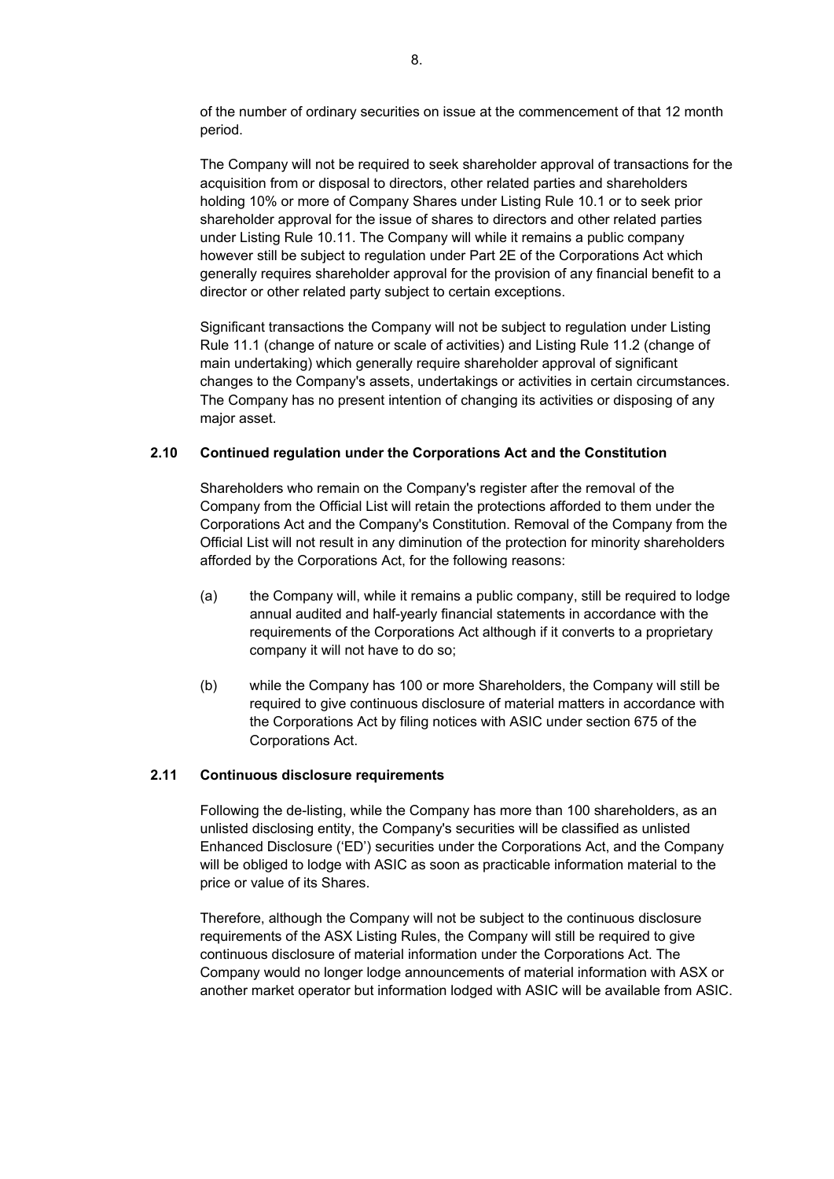of the number of ordinary securities on issue at the commencement of that 12 month period.

The Company will not be required to seek shareholder approval of transactions for the acquisition from or disposal to directors, other related parties and shareholders holding 10% or more of Company Shares under Listing Rule 10.1 or to seek prior shareholder approval for the issue of shares to directors and other related parties under Listing Rule 10.11. The Company will while it remains a public company however still be subject to regulation under Part 2E of the Corporations Act which generally requires shareholder approval for the provision of any financial benefit to a director or other related party subject to certain exceptions.

Significant transactions the Company will not be subject to regulation under Listing Rule 11.1 (change of nature or scale of activities) and Listing Rule 11.2 (change of main undertaking) which generally require shareholder approval of significant changes to the Company's assets, undertakings or activities in certain circumstances. The Company has no present intention of changing its activities or disposing of any major asset.

### 2.10 Continued regulation under the Corporations Act and the Constitution

Shareholders who remain on the Company's register after the removal of the Company from the Official List will retain the protections afforded to them under the Corporations Act and the Company's Constitution. Removal of the Company from the Official List will not result in any diminution of the protection for minority shareholders afforded by the Corporations Act, for the following reasons:

(a) the Company will, while it remains a public company, still be required to lodge annual audited and half-yearly financial statements in accordance with the requirements of the Corporations Act although if it converts to a proprietary company it will not have to do so;

(b) while the Company has 100 or more Shareholders, the Company will still be required to give continuous disclosure of material matters in accordance with the Corporations Act by filing notices with ASIC under section 675 of the Corporations Act.

### 2.11 Continuous disclosure requirements

Following the de-listing, while the Company has more than 100 shareholders, as an unlisted disclosing entity, the Company's securities will be classified as unlisted Enhanced Disclosure ('ED') securities under the Corporations Act, and the Company will be obliged to lodge with ASIC as soon as practicable information material to the price or value of its Shares.

Therefore, although the Company will not be subject to the continuous disclosure requirements of the ASX Listing Rules, the Company will still be required to give continuous disclosure of material information under the Corporations Act. The Company would no longer lodge announcements of material information with ASX or another market operator but information lodged with ASIC will be available from ASIC.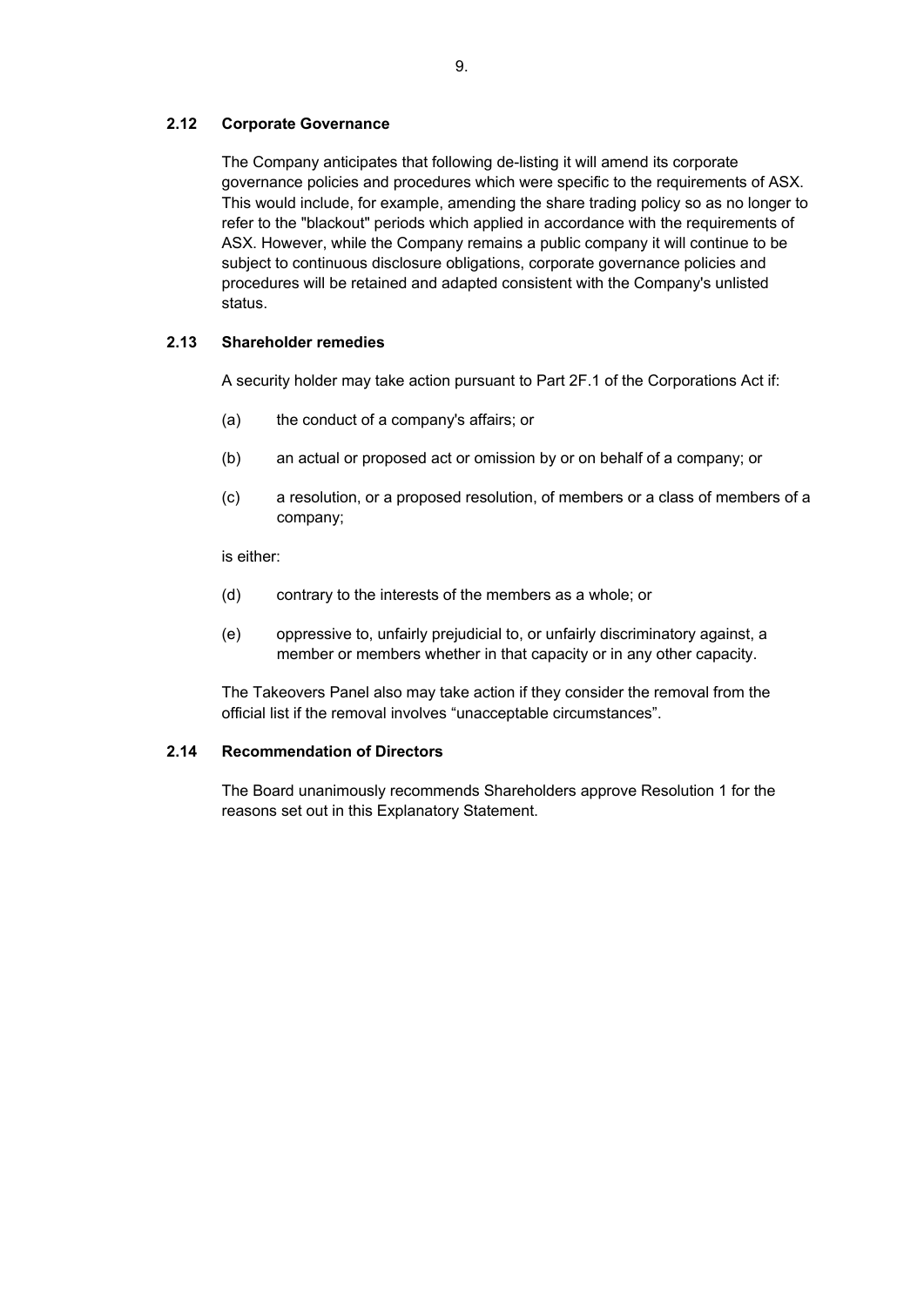### 2.12 Corporate Governance

The Company anticipates that following de-listing it will amend its corporate governance policies and procedures which were specific to the requirements of ASX. This would include, for example, amending the share trading policy so as no longer to refer to the "blackout" periods which applied in accordance with the requirements of ASX. However, while the Company remains a public company it will continue to be subject to continuous disclosure obligations, corporate governance policies and procedures will be retained and adapted consistent with the Company's unlisted status.

### 2.13 Shareholder remedies

A security holder may take action pursuant to Part 2F.1 of the Corporations Act if:

(a) the conduct of a company's affairs; or

(b) an actual or proposed act or omission by or on behalf of a company; or

(c) a resolution, or a proposed resolution, of members or a class of members of a company;

is either:

(d) contrary to the interests of the members as a whole; or

(e) oppressive to, unfairly prejudicial to, or unfairly discriminatory against, a member or members whether in that capacity or in any other capacity.

The Takeovers Panel also may take action if they consider the removal from the official list if the removal involves "unacceptable circumstances".

### 2.14 Recommendation of Directors

The Board unanimously recommends Shareholders approve Resolution 1 for the reasons set out in this Explanatory Statement.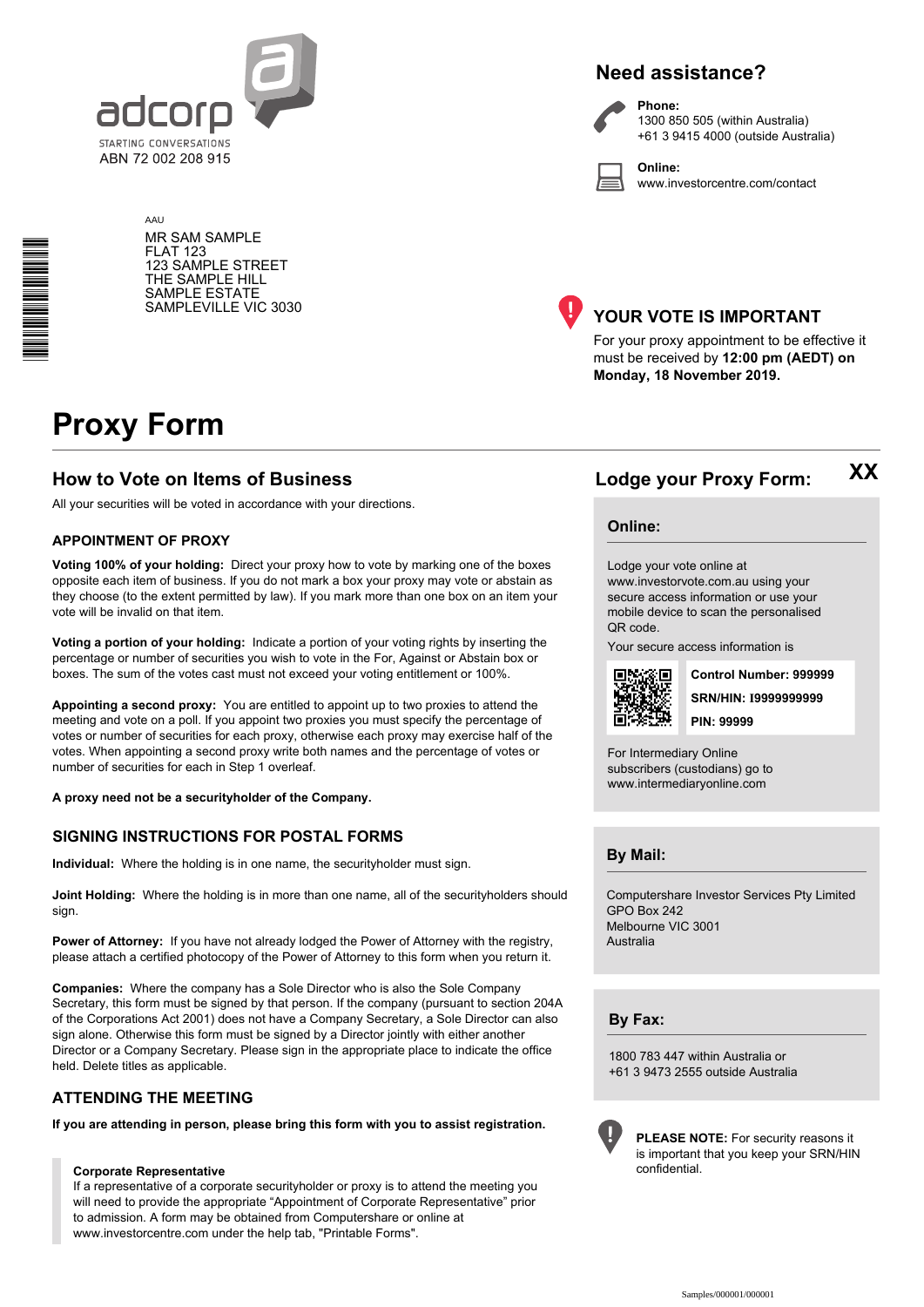adcorp

STARTING CONVERSATIONS

ABN 72 002 208 915

AAU

MR SAM SAMPLE
FLAT 123
123 SAMPLE STREET
THE SAMPLE HILL
SAMPLE ESTATE
SAMPLEVILLE VIC 3030

## Need assistance?

**Phone:**
1300 850 505 (within Australia)
+61 3 9415 4000 (outside Australia)

**Online:**
www.investorcentre.com/contact

## YOUR VOTE IS IMPORTANT

For your proxy appointment to be effective it must be received by **12:00 pm (AEDT) on Monday, 18 November 2019.**

# Proxy Form

## How to Vote on Items of Business

All your securities will be voted in accordance with your directions.

### APPOINTMENT OF PROXY

**Voting 100% of your holding:** Direct your proxy how to vote by marking one of the boxes opposite each item of business. If you do not mark a box your proxy may vote or abstain as they choose (to the extent permitted by law). If you mark more than one box on an item your vote will be invalid on that item.

**Voting a portion of your holding:** Indicate a portion of your voting rights by inserting the percentage or number of securities you wish to vote in the For, Against or Abstain box or boxes. The sum of the votes cast must not exceed your voting entitlement or 100%.

**Appointing a second proxy:** You are entitled to appoint up to two proxies to attend the meeting and vote on a poll. If you appoint two proxies you must specify the percentage of votes or number of securities for each proxy, otherwise each proxy may exercise half of the votes. When appointing a second proxy write both names and the percentage of votes or number of securities for each in Step 1 overleaf.

**A proxy need not be a securityholder of the Company.**

### SIGNING INSTRUCTIONS FOR POSTAL FORMS

**Individual:** Where the holding is in one name, the securityholder must sign.

**Joint Holding:** Where the holding is in more than one name, all of the securityholders should sign.

**Power of Attorney:** If you have not already lodged the Power of Attorney with the registry, please attach a certified photocopy of the Power of Attorney to this form when you return it.

**Companies:** Where the company has a Sole Director who is also the Sole Company Secretary, this form must be signed by that person. If the company (pursuant to section 204A of the Corporations Act 2001) does not have a Company Secretary, a Sole Director can also sign alone. Otherwise this form must be signed by a Director jointly with either another Director or a Company Secretary. Please sign in the appropriate place to indicate the office held. Delete titles as applicable.

### ATTENDING THE MEETING

**If you are attending in person, please bring this form with you to assist registration.**

**Corporate Representative**
If a representative of a corporate securityholder or proxy is to attend the meeting you will need to provide the appropriate "Appointment of Corporate Representative" prior to admission. A form may be obtained from Computershare or online at www.investorcentre.com under the help tab, "Printable Forms".

## Lodge your Proxy Form: XX

### Online:

Lodge your vote online at www.investorvote.com.au using your secure access information or use your mobile device to scan the personalised QR code.

Your secure access information is

**Control Number: 999999**
**SRN/HIN: I9999999999**
**PIN: 99999**

For Intermediary Online subscribers (custodians) go to www.intermediaryonline.com

### By Mail:

Computershare Investor Services Pty Limited
GPO Box 242
Melbourne VIC 3001
Australia

### By Fax:

1800 783 447 within Australia or
+61 3 9473 2555 outside Australia

**PLEASE NOTE:** For security reasons it is important that you keep your SRN/HIN confidential.

Samples/000001/000001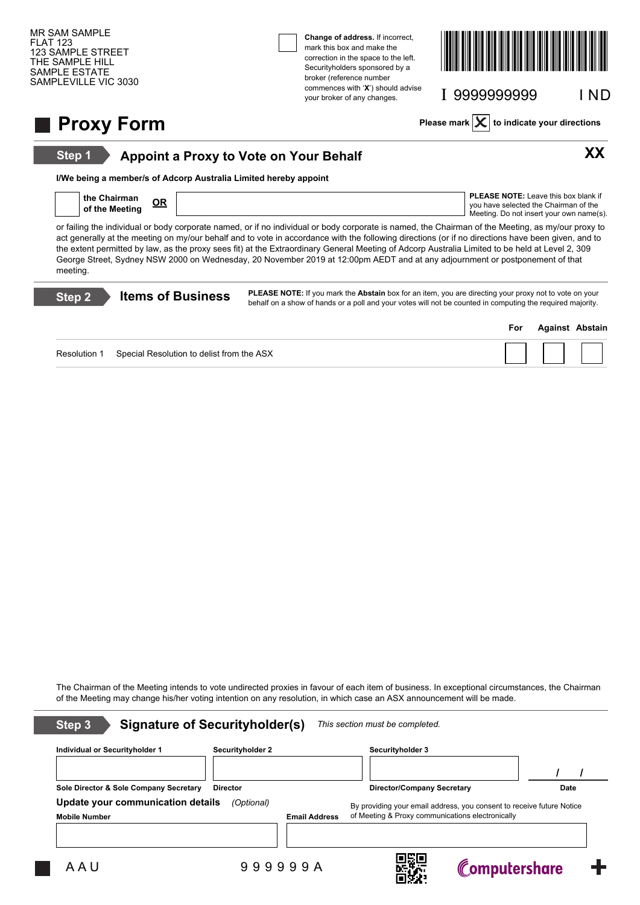MR SAM SAMPLE
FLAT 123
123 SAMPLE STREET
THE SAMPLE HILL
SAMPLE ESTATE
SAMPLEVILLE VIC 3030

☐ **Change of address.** If incorrect, mark this box and make the correction in the space to the left. Securityholders sponsored by a broker (reference number commences with '**X**') should advise your broker of any changes.

I 9999999999 I ND

# Proxy Form

**Please mark ☒ to indicate your directions**

## Step 1 Appoint a Proxy to Vote on Your Behalf

**XX**

**I/We being a member/s of Adcorp Australia Limited hereby appoint**

☐ **the Chairman of the Meeting** **OR** ______________________

**PLEASE NOTE:** Leave this box blank if you have selected the Chairman of the Meeting. Do not insert your own name(s).

or failing the individual or body corporate named, or if no individual or body corporate is named, the Chairman of the Meeting, as my/our proxy to act generally at the meeting on my/our behalf and to vote in accordance with the following directions (or if no directions have been given, and to the extent permitted by law, as the proxy sees fit) at the Extraordinary General Meeting of Adcorp Australia Limited to be held at Level 2, 309 George Street, Sydney NSW 2000 on Wednesday, 20 November 2019 at 12:00pm AEDT and at any adjournment or postponement of that meeting.

## Step 2 Items of Business

**PLEASE NOTE:** If you mark the **Abstain** box for an item, you are directing your proxy not to vote on your behalf on a show of hands or a poll and your votes will not be counted in computing the required majority.

| | | For | Against | Abstain |
|---|---|---|---|---|
| Resolution 1 | Special Resolution to delist from the ASX | ☐ | ☐ | ☐ |

The Chairman of the Meeting intends to vote undirected proxies in favour of each item of business. In exceptional circumstances, the Chairman of the Meeting may change his/her voting intention on any resolution, in which case an ASX announcement will be made.

## Step 3 Signature of Securityholder(s)

*This section must be completed.*

| Individual or Securityholder 1 | Securityholder 2 | Securityholder 3 | |
|---|---|---|---|
| | | | / / |
| Sole Director & Sole Company Secretary | Director | Director/Company Secretary | Date |

**Update your communication details** *(Optional)*

By providing your email address, you consent to receive future Notice of Meeting & Proxy communications electronically

| Mobile Number | Email Address |
|---|---|
| | |

AAU 999999A

Computershare